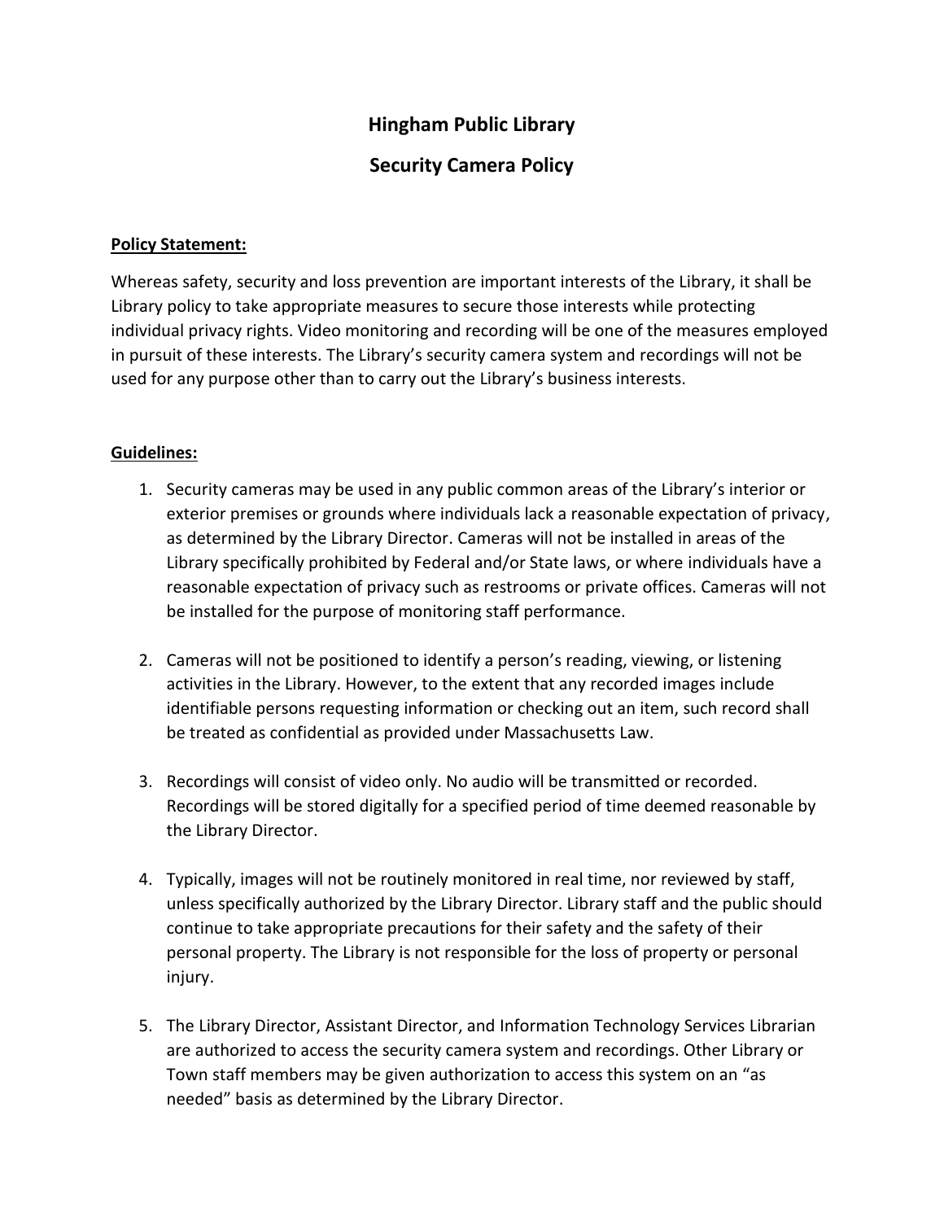# Hingham Public Library

## Security Camera Policy

**Policy Statement:**

Whereas safety, security and loss prevention are important interests of the Library, it shall be Library policy to take appropriate measures to secure those interests while protecting individual privacy rights. Video monitoring and recording will be one of the measures employed in pursuit of these interests. The Library's security camera system and recordings will not be used for any purpose other than to carry out the Library's business interests.

**Guidelines:**

1. Security cameras may be used in any public common areas of the Library's interior or exterior premises or grounds where individuals lack a reasonable expectation of privacy, as determined by the Library Director. Cameras will not be installed in areas of the Library specifically prohibited by Federal and/or State laws, or where individuals have a reasonable expectation of privacy such as restrooms or private offices. Cameras will not be installed for the purpose of monitoring staff performance.

2. Cameras will not be positioned to identify a person's reading, viewing, or listening activities in the Library. However, to the extent that any recorded images include identifiable persons requesting information or checking out an item, such record shall be treated as confidential as provided under Massachusetts Law.

3. Recordings will consist of video only. No audio will be transmitted or recorded. Recordings will be stored digitally for a specified period of time deemed reasonable by the Library Director.

4. Typically, images will not be routinely monitored in real time, nor reviewed by staff, unless specifically authorized by the Library Director. Library staff and the public should continue to take appropriate precautions for their safety and the safety of their personal property. The Library is not responsible for the loss of property or personal injury.

5. The Library Director, Assistant Director, and Information Technology Services Librarian are authorized to access the security camera system and recordings. Other Library or Town staff members may be given authorization to access this system on an "as needed" basis as determined by the Library Director.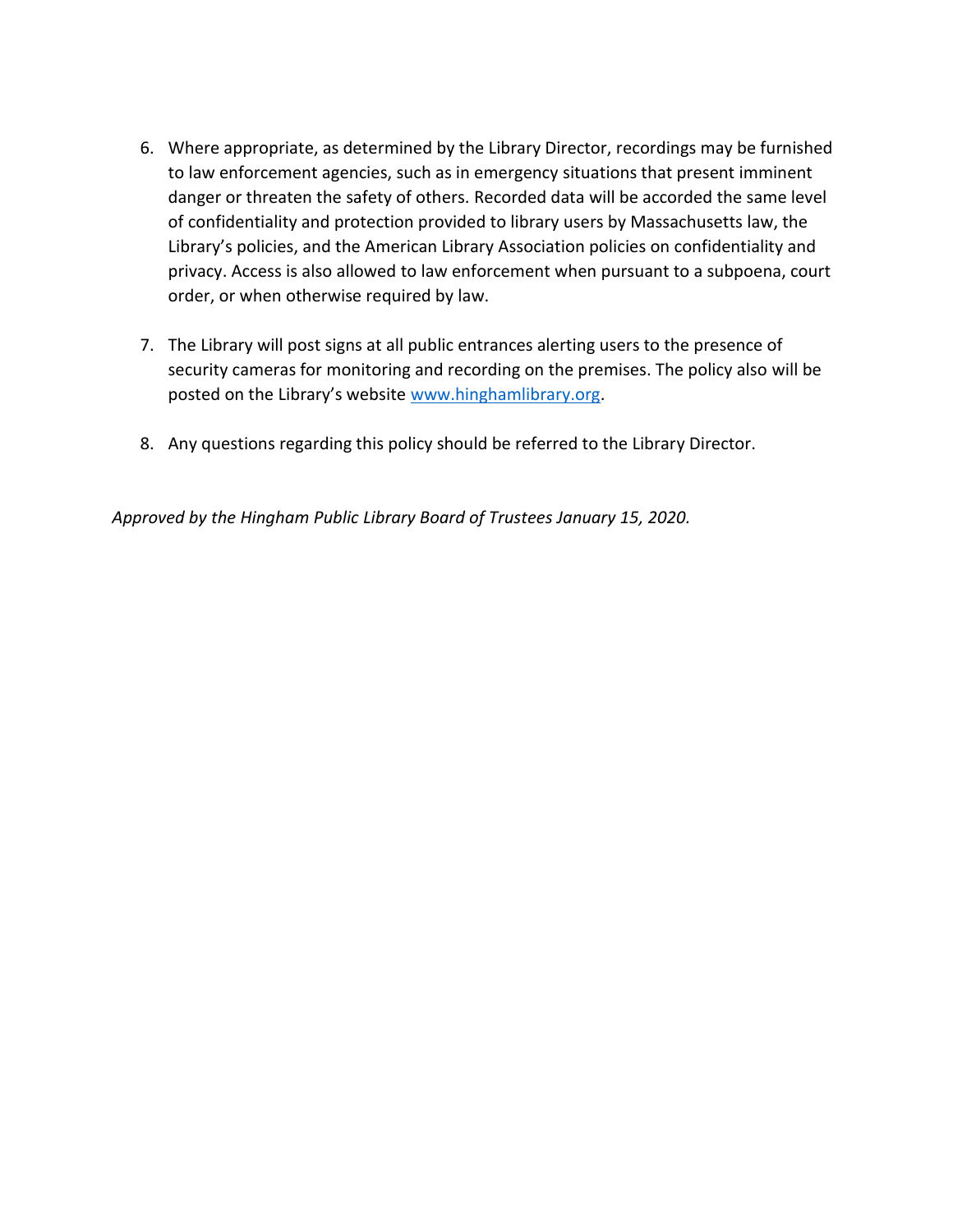6. Where appropriate, as determined by the Library Director, recordings may be furnished to law enforcement agencies, such as in emergency situations that present imminent danger or threaten the safety of others. Recorded data will be accorded the same level of confidentiality and protection provided to library users by Massachusetts law, the Library's policies, and the American Library Association policies on confidentiality and privacy. Access is also allowed to law enforcement when pursuant to a subpoena, court order, or when otherwise required by law.

7. The Library will post signs at all public entrances alerting users to the presence of security cameras for monitoring and recording on the premises. The policy also will be posted on the Library's website [www.hinghamlibrary.org](http://www.hinghamlibrary.org).

8. Any questions regarding this policy should be referred to the Library Director.

*Approved by the Hingham Public Library Board of Trustees January 15, 2020.*